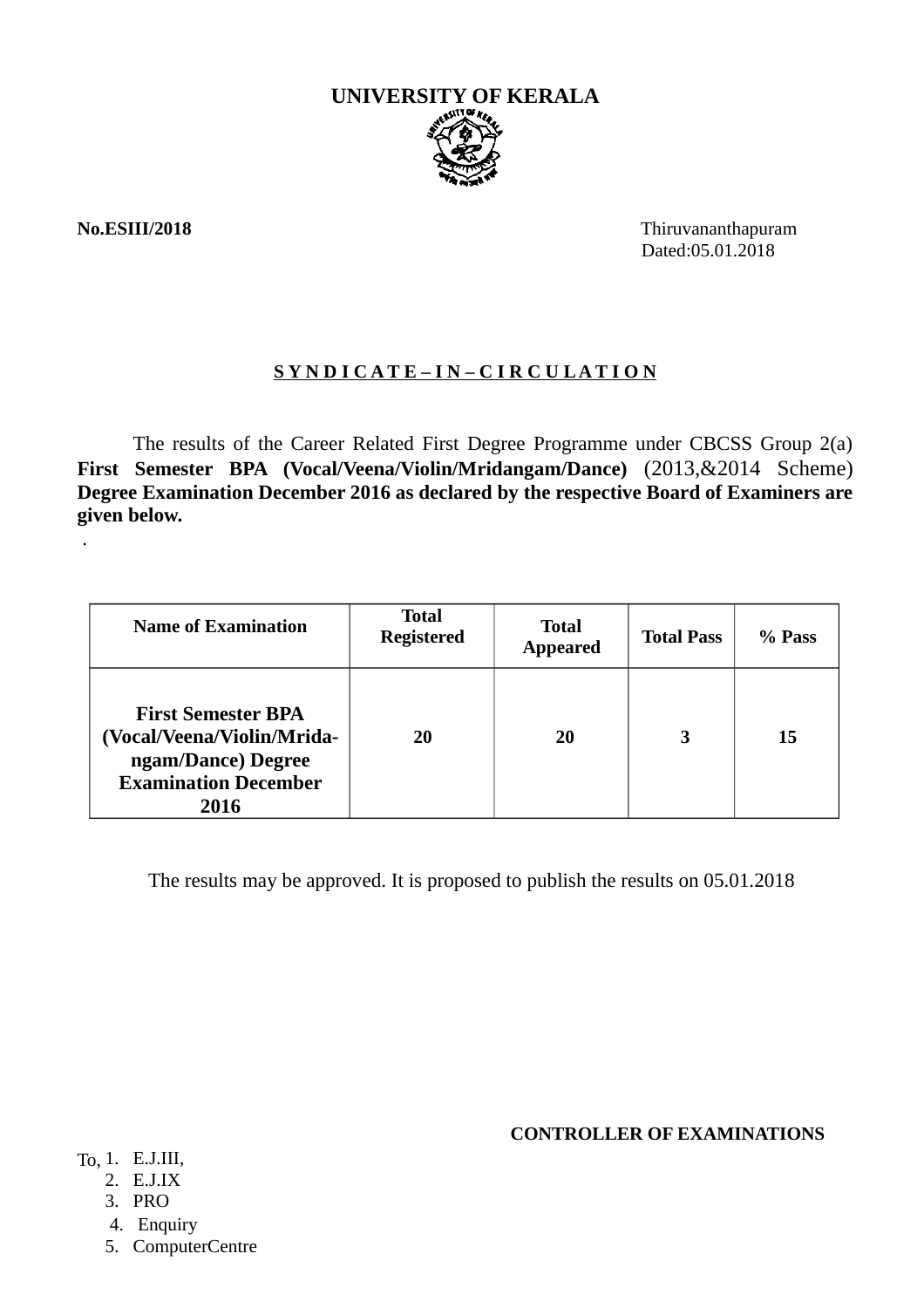# UNIVERSITY OF KERALA

**No.ESIII/2018**

Thiruvananthapuram
Dated:05.01.2018

**S Y N D I C A T E – I N – C I R C U L A T I O N**

The results of the Career Related First Degree Programme under CBCSS Group 2(a) **First Semester BPA (Vocal/Veena/Violin/Mridangam/Dance)** (2013,&2014 Scheme) **Degree Examination December 2016 as declared by the respective Board of Examiners are given below.**

.

| Name of Examination | Total Registered | Total Appeared | Total Pass | % Pass |
|---|---|---|---|---|
| **First Semester BPA (Vocal/Veena/Violin/Mridangam/Dance) Degree Examination December 2016** | **20** | **20** | **3** | **15** |

The results may be approved. It is proposed to publish the results on 05.01.2018

**CONTROLLER OF EXAMINATIONS**

To,
1. E.J.III,
2. E.J.IX
3. PRO
4. Enquiry
5. ComputerCentre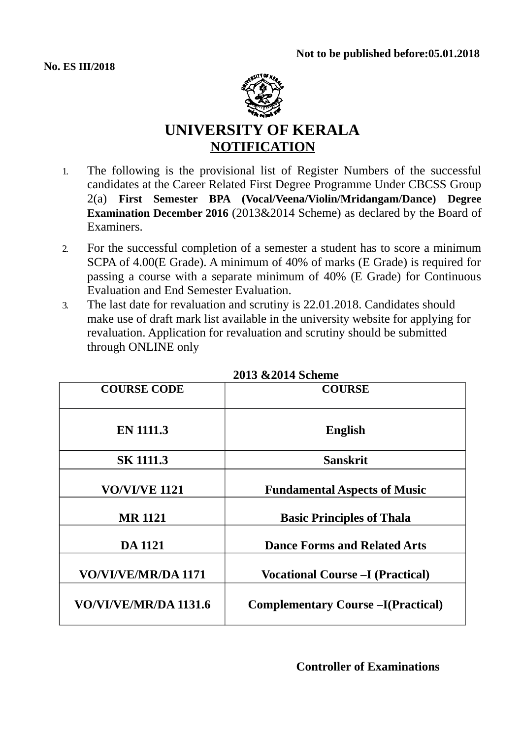Not to be published before:05.01.2018

**No. ES III/2018**

# UNIVERSITY OF KERALA

## NOTIFICATION

1. The following is the provisional list of Register Numbers of the successful candidates at the Career Related First Degree Programme Under CBCSS Group 2(a) **First Semester BPA (Vocal/Veena/Violin/Mridangam/Dance) Degree Examination December 2016** (2013&2014 Scheme) as declared by the Board of Examiners.
2. For the successful completion of a semester a student has to score a minimum SCPA of 4.00(E Grade). A minimum of 40% of marks (E Grade) is required for passing a course with a separate minimum of 40% (E Grade) for Continuous Evaluation and End Semester Evaluation.
3. The last date for revaluation and scrutiny is 22.01.2018. Candidates should make use of draft mark list available in the university website for applying for revaluation. Application for revaluation and scrutiny should be submitted through ONLINE only

**2013 &2014 Scheme**

| COURSE CODE | COURSE |
|---|---|
| EN 1111.3 | English |
| SK 1111.3 | Sanskrit |
| VO/VI/VE 1121 | Fundamental Aspects of Music |
| MR 1121 | Basic Principles of Thala |
| DA 1121 | Dance Forms and Related Arts |
| VO/VI/VE/MR/DA 1171 | Vocational Course –I (Practical) |
| VO/VI/VE/MR/DA 1131.6 | Complementary Course –I(Practical) |

**Controller of Examinations**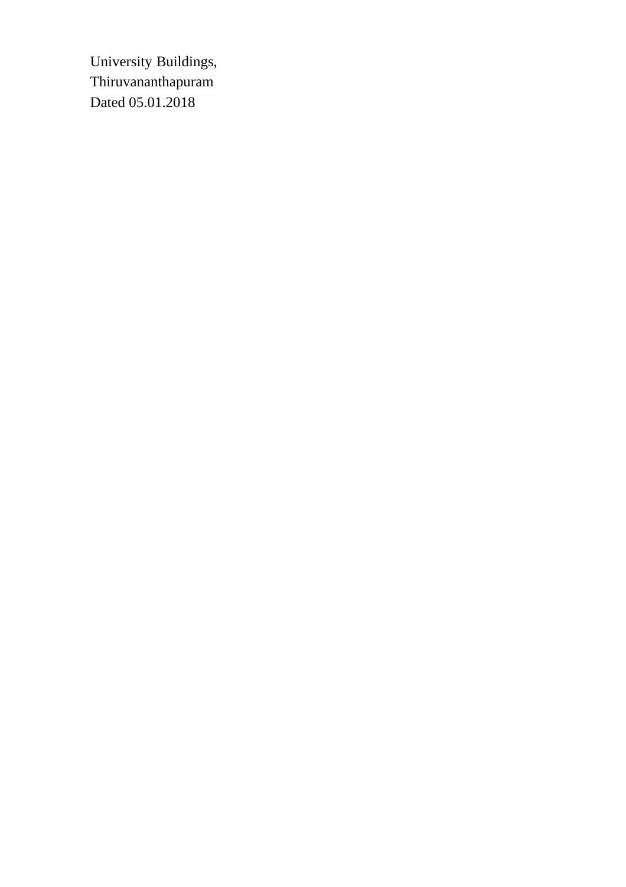University Buildings,
Thiruvananthapuram
Dated 05.01.2018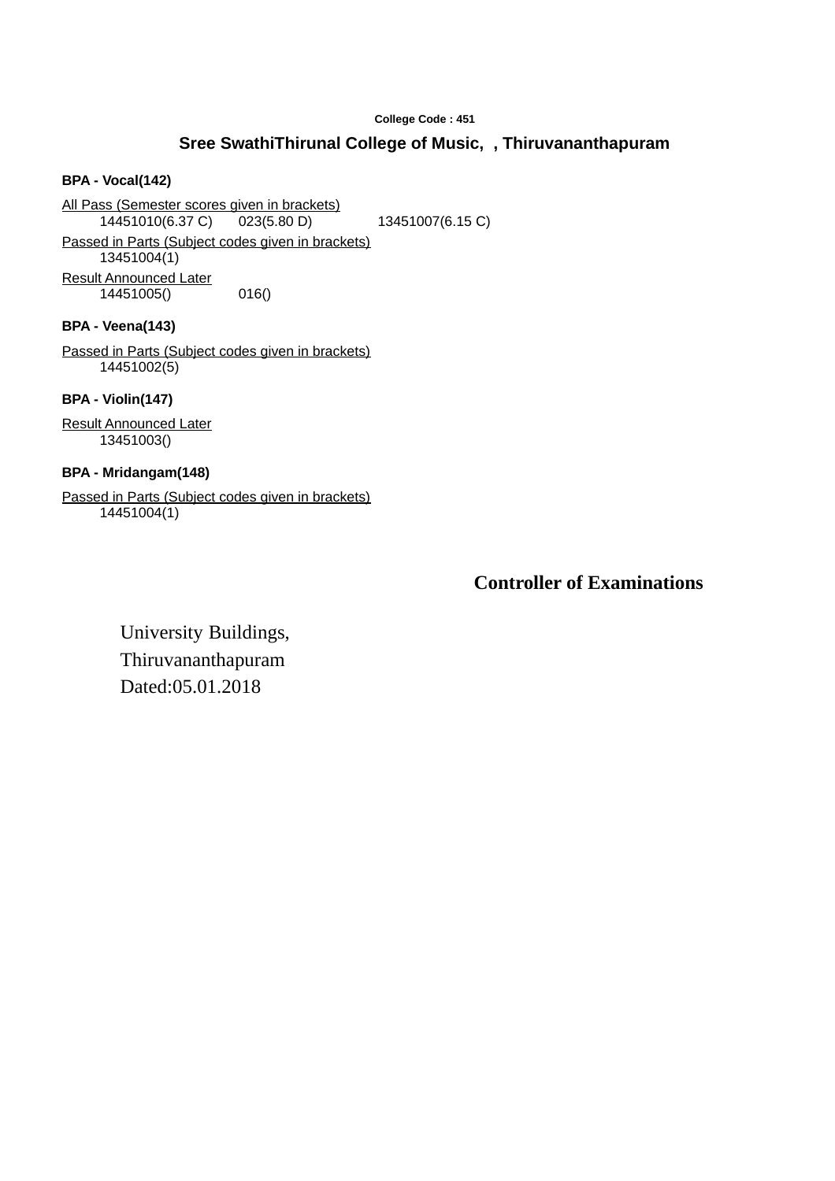College Code : 451

## Sree SwathiThirunal College of Music, , Thiruvananthapuram

**BPA - Vocal(142)**

All Pass (Semester scores given in brackets)

14451010(6.37 C) 023(5.80 D) 13451007(6.15 C)

Passed in Parts (Subject codes given in brackets)

13451004(1)

Result Announced Later

14451005() 016()

**BPA - Veena(143)**

Passed in Parts (Subject codes given in brackets)

14451002(5)

**BPA - Violin(147)**

Result Announced Later

13451003()

**BPA - Mridangam(148)**

Passed in Parts (Subject codes given in brackets)

14451004(1)

**Controller of Examinations**

University Buildings,
Thiruvananthapuram
Dated:05.01.2018